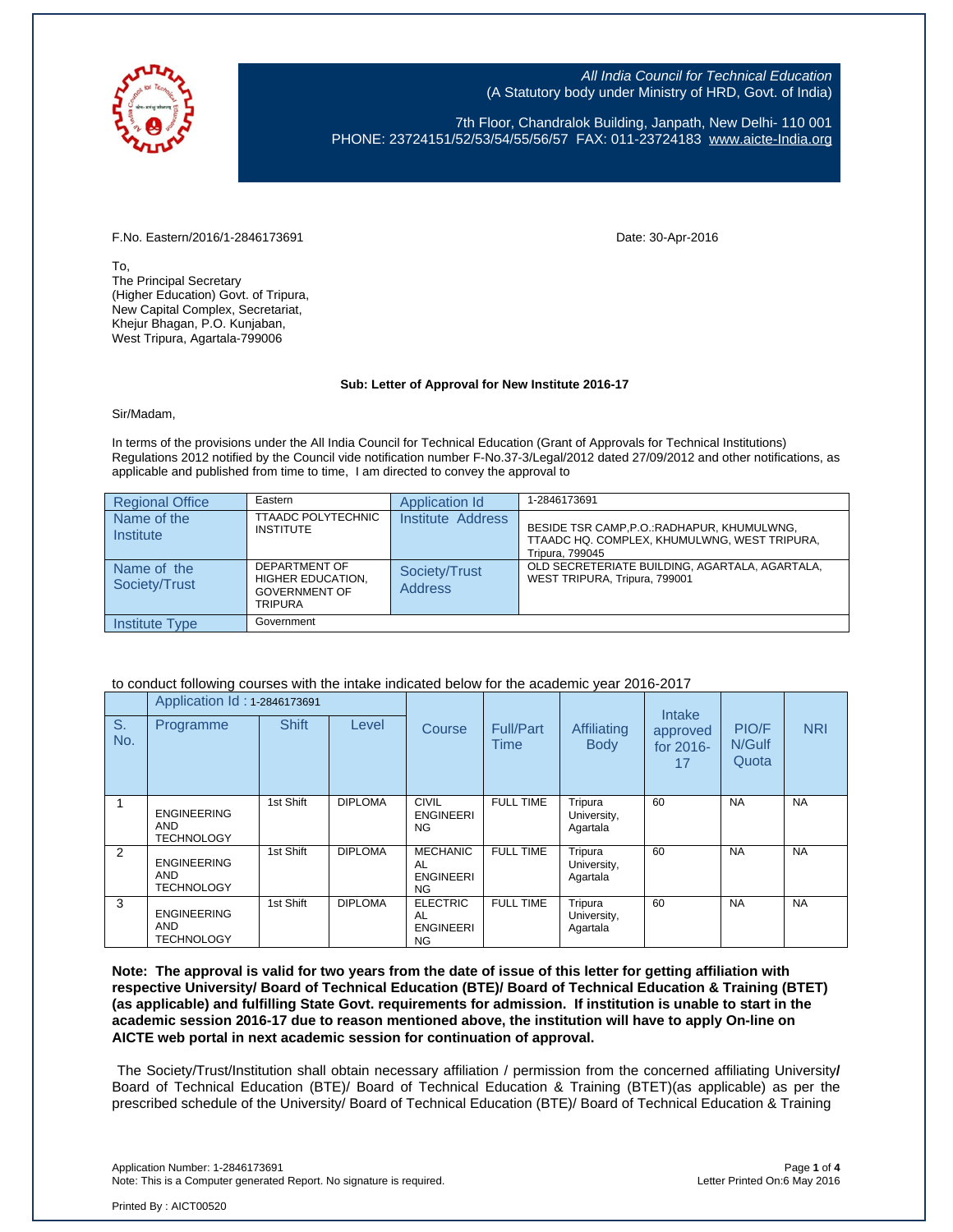All India Council for Technical Education
(A Statutory body under Ministry of HRD, Govt. of India)

7th Floor, Chandralok Building, Janpath, New Delhi- 110 001
PHONE: 23724151/52/53/54/55/56/57 FAX: 011-23724183 www.aicte-India.org

F.No. Eastern/2016/1-2846173691

Date: 30-Apr-2016

To,
The Principal Secretary
(Higher Education) Govt. of Tripura,
New Capital Complex, Secretariat,
Khejur Bhagan, P.O. Kunjaban,
West Tripura, Agartala-799006

**Sub: Letter of Approval for New Institute 2016-17**

Sir/Madam,

In terms of the provisions under the All India Council for Technical Education (Grant of Approvals for Technical Institutions) Regulations 2012 notified by the Council vide notification number F-No.37-3/Legal/2012 dated 27/09/2012 and other notifications, as applicable and published from time to time, I am directed to convey the approval to

| | | | |
|---|---|---|---|
| Regional Office | Eastern | Application Id | 1-2846173691 |
| Name of the Institute | TTAADC POLYTECHNIC INSTITUTE | Institute Address | BESIDE TSR CAMP,P.O.:RADHAPUR, KHUMULWNG, TTAADC HQ. COMPLEX, KHUMULWNG, WEST TRIPURA, Tripura, 799045 |
| Name of the Society/Trust | DEPARTMENT OF HIGHER EDUCATION, GOVERNMENT OF TRIPURA | Society/Trust Address | OLD SECRETERIATE BUILDING, AGARTALA, AGARTALA, WEST TRIPURA, Tripura, 799001 |
| Institute Type | Government | | |

to conduct following courses with the intake indicated below for the academic year 2016-2017

| S. No. | Application Id : 1-2846173691 Programme | Shift | Level | Course | Full/Part Time | Affiliating Body | Intake approved for 2016-17 | PIO/FN/Gulf Quota | NRI |
|---|---|---|---|---|---|---|---|---|---|
| 1 | ENGINEERING AND TECHNOLOGY | 1st Shift | DIPLOMA | CIVIL ENGINEERING | FULL TIME | Tripura University, Agartala | 60 | NA | NA |
| 2 | ENGINEERING AND TECHNOLOGY | 1st Shift | DIPLOMA | MECHANICAL ENGINEERING | FULL TIME | Tripura University, Agartala | 60 | NA | NA |
| 3 | ENGINEERING AND TECHNOLOGY | 1st Shift | DIPLOMA | ELECTRICAL ENGINEERING | FULL TIME | Tripura University, Agartala | 60 | NA | NA |

**Note: The approval is valid for two years from the date of issue of this letter for getting affiliation with respective University/ Board of Technical Education (BTE)/ Board of Technical Education & Training (BTET) (as applicable) and fulfilling State Govt. requirements for admission. If institution is unable to start in the academic session 2016-17 due to reason mentioned above, the institution will have to apply On-line on AICTE web portal in next academic session for continuation of approval.**

The Society/Trust/Institution shall obtain necessary affiliation / permission from the concerned affiliating University/ Board of Technical Education (BTE)/ Board of Technical Education & Training (BTET)(as applicable) as per the prescribed schedule of the University/ Board of Technical Education (BTE)/ Board of Technical Education & Training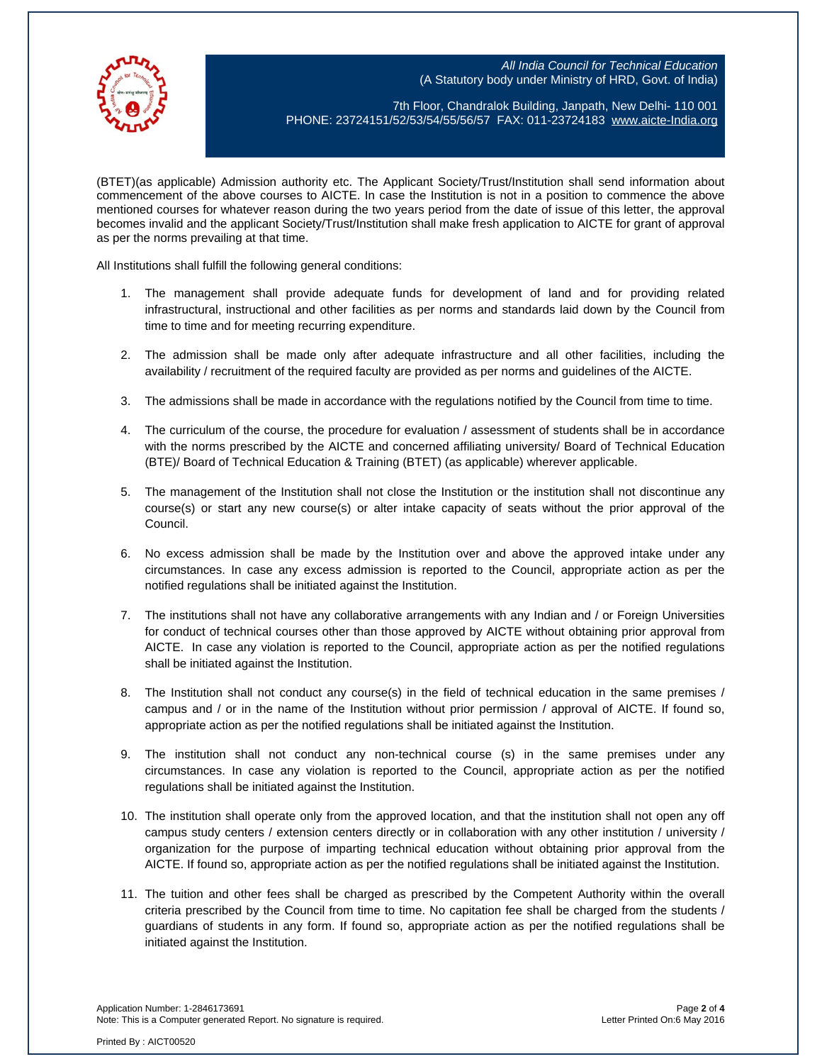(BTET)(as applicable) Admission authority etc. The Applicant Society/Trust/Institution shall send information about commencement of the above courses to AICTE. In case the Institution is not in a position to commence the above mentioned courses for whatever reason during the two years period from the date of issue of this letter, the approval becomes invalid and the applicant Society/Trust/Institution shall make fresh application to AICTE for grant of approval as per the norms prevailing at that time.

All Institutions shall fulfill the following general conditions:

1. The management shall provide adequate funds for development of land and for providing related infrastructural, instructional and other facilities as per norms and standards laid down by the Council from time to time and for meeting recurring expenditure.

2. The admission shall be made only after adequate infrastructure and all other facilities, including the availability / recruitment of the required faculty are provided as per norms and guidelines of the AICTE.

3. The admissions shall be made in accordance with the regulations notified by the Council from time to time.

4. The curriculum of the course, the procedure for evaluation / assessment of students shall be in accordance with the norms prescribed by the AICTE and concerned affiliating university/ Board of Technical Education (BTE)/ Board of Technical Education & Training (BTET) (as applicable) wherever applicable.

5. The management of the Institution shall not close the Institution or the institution shall not discontinue any course(s) or start any new course(s) or alter intake capacity of seats without the prior approval of the Council.

6. No excess admission shall be made by the Institution over and above the approved intake under any circumstances. In case any excess admission is reported to the Council, appropriate action as per the notified regulations shall be initiated against the Institution.

7. The institutions shall not have any collaborative arrangements with any Indian and / or Foreign Universities for conduct of technical courses other than those approved by AICTE without obtaining prior approval from AICTE. In case any violation is reported to the Council, appropriate action as per the notified regulations shall be initiated against the Institution.

8. The Institution shall not conduct any course(s) in the field of technical education in the same premises / campus and / or in the name of the Institution without prior permission / approval of AICTE. If found so, appropriate action as per the notified regulations shall be initiated against the Institution.

9. The institution shall not conduct any non-technical course (s) in the same premises under any circumstances. In case any violation is reported to the Council, appropriate action as per the notified regulations shall be initiated against the Institution.

10. The institution shall operate only from the approved location, and that the institution shall not open any off campus study centers / extension centers directly or in collaboration with any other institution / university / organization for the purpose of imparting technical education without obtaining prior approval from the AICTE. If found so, appropriate action as per the notified regulations shall be initiated against the Institution.

11. The tuition and other fees shall be charged as prescribed by the Competent Authority within the overall criteria prescribed by the Council from time to time. No capitation fee shall be charged from the students / guardians of students in any form. If found so, appropriate action as per the notified regulations shall be initiated against the Institution.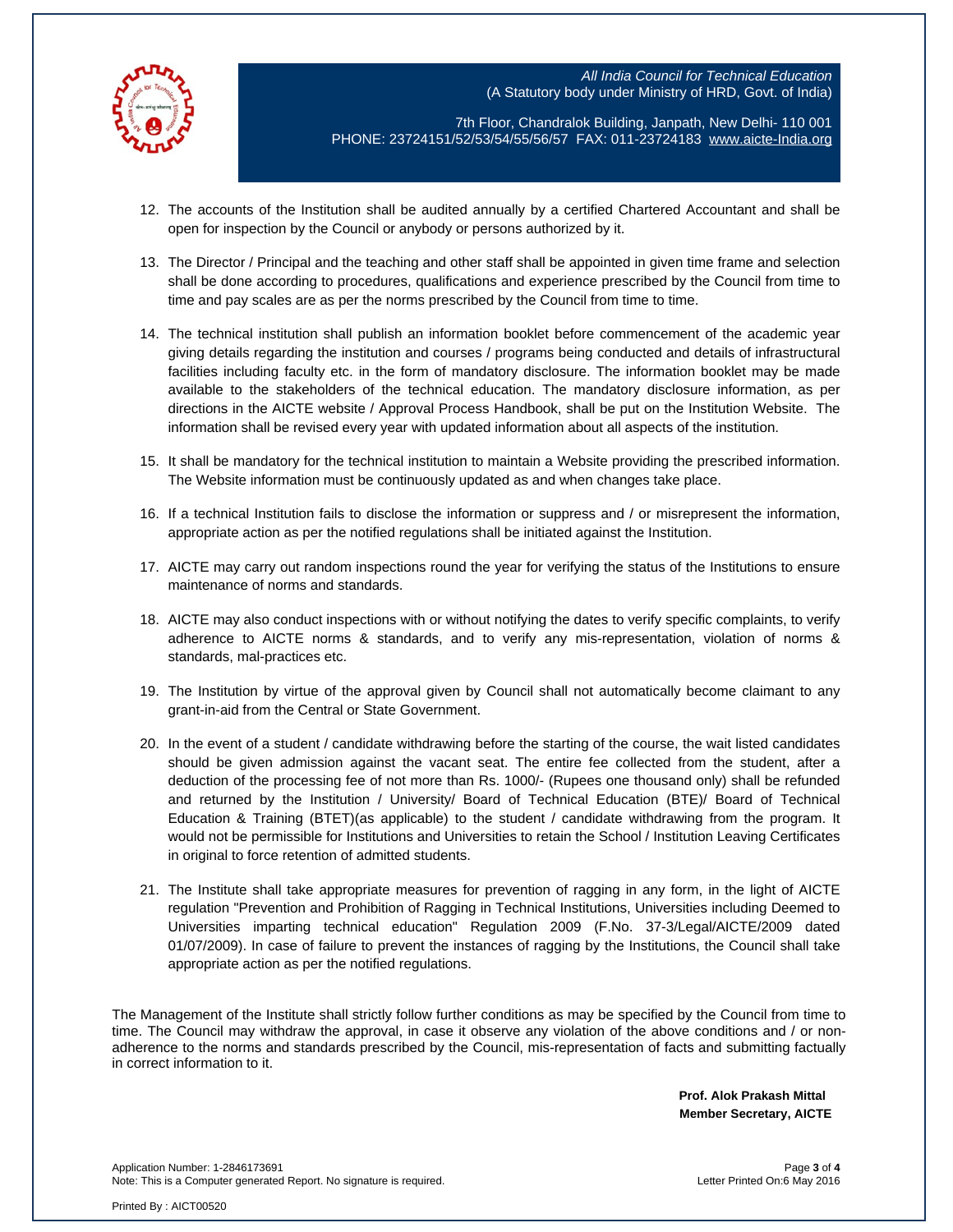12. The accounts of the Institution shall be audited annually by a certified Chartered Accountant and shall be open for inspection by the Council or anybody or persons authorized by it.

13. The Director / Principal and the teaching and other staff shall be appointed in given time frame and selection shall be done according to procedures, qualifications and experience prescribed by the Council from time to time and pay scales are as per the norms prescribed by the Council from time to time.

14. The technical institution shall publish an information booklet before commencement of the academic year giving details regarding the institution and courses / programs being conducted and details of infrastructural facilities including faculty etc. in the form of mandatory disclosure. The information booklet may be made available to the stakeholders of the technical education. The mandatory disclosure information, as per directions in the AICTE website / Approval Process Handbook, shall be put on the Institution Website. The information shall be revised every year with updated information about all aspects of the institution.

15. It shall be mandatory for the technical institution to maintain a Website providing the prescribed information. The Website information must be continuously updated as and when changes take place.

16. If a technical Institution fails to disclose the information or suppress and / or misrepresent the information, appropriate action as per the notified regulations shall be initiated against the Institution.

17. AICTE may carry out random inspections round the year for verifying the status of the Institutions to ensure maintenance of norms and standards.

18. AICTE may also conduct inspections with or without notifying the dates to verify specific complaints, to verify adherence to AICTE norms & standards, and to verify any mis-representation, violation of norms & standards, mal-practices etc.

19. The Institution by virtue of the approval given by Council shall not automatically become claimant to any grant-in-aid from the Central or State Government.

20. In the event of a student / candidate withdrawing before the starting of the course, the wait listed candidates should be given admission against the vacant seat. The entire fee collected from the student, after a deduction of the processing fee of not more than Rs. 1000/- (Rupees one thousand only) shall be refunded and returned by the Institution / University/ Board of Technical Education (BTE)/ Board of Technical Education & Training (BTET)(as applicable) to the student / candidate withdrawing from the program. It would not be permissible for Institutions and Universities to retain the School / Institution Leaving Certificates in original to force retention of admitted students.

21. The Institute shall take appropriate measures for prevention of ragging in any form, in the light of AICTE regulation "Prevention and Prohibition of Ragging in Technical Institutions, Universities including Deemed to Universities imparting technical education" Regulation 2009 (F.No. 37-3/Legal/AICTE/2009 dated 01/07/2009). In case of failure to prevent the instances of ragging by the Institutions, the Council shall take appropriate action as per the notified regulations.

The Management of the Institute shall strictly follow further conditions as may be specified by the Council from time to time. The Council may withdraw the approval, in case it observe any violation of the above conditions and / or non-adherence to the norms and standards prescribed by the Council, mis-representation of facts and submitting factually in correct information to it.

**Prof. Alok Prakash Mittal**
**Member Secretary, AICTE**

Application Number: 1-2846173691
Note: This is a Computer generated Report. No signature is required.

Letter Printed On:6 May 2016

Printed By : AICT00520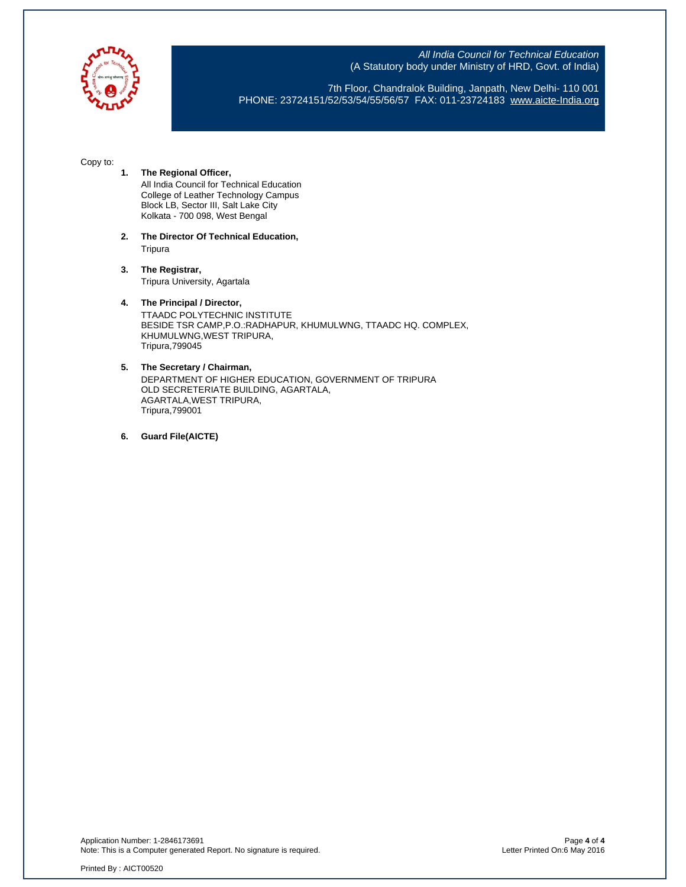*All India Council for Technical Education*
(A Statutory body under Ministry of HRD, Govt. of India)

7th Floor, Chandralok Building, Janpath, New Delhi- 110 001
PHONE: 23724151/52/53/54/55/56/57 FAX: 011-23724183 www.aicte-India.org

Copy to:

1. **The Regional Officer,**
   All India Council for Technical Education
   College of Leather Technology Campus
   Block LB, Sector III, Salt Lake City
   Kolkata - 700 098, West Bengal

2. **The Director Of Technical Education,**
   Tripura

3. **The Registrar,**
   Tripura University, Agartala

4. **The Principal / Director,**
   TTAADC POLYTECHNIC INSTITUTE
   BESIDE TSR CAMP,P.O.:RADHAPUR, KHUMULWNG, TTAADC HQ. COMPLEX,
   KHUMULWNG,WEST TRIPURA,
   Tripura,799045

5. **The Secretary / Chairman,**
   DEPARTMENT OF HIGHER EDUCATION, GOVERNMENT OF TRIPURA
   OLD SECRETERIATE BUILDING, AGARTALA,
   AGARTALA,WEST TRIPURA,
   Tripura,799001

6. **Guard File(AICTE)**

Application Number: 1-2846173691
Note: This is a Computer generated Report. No signature is required.

Letter Printed On:6 May 2016

Printed By : AICT00520